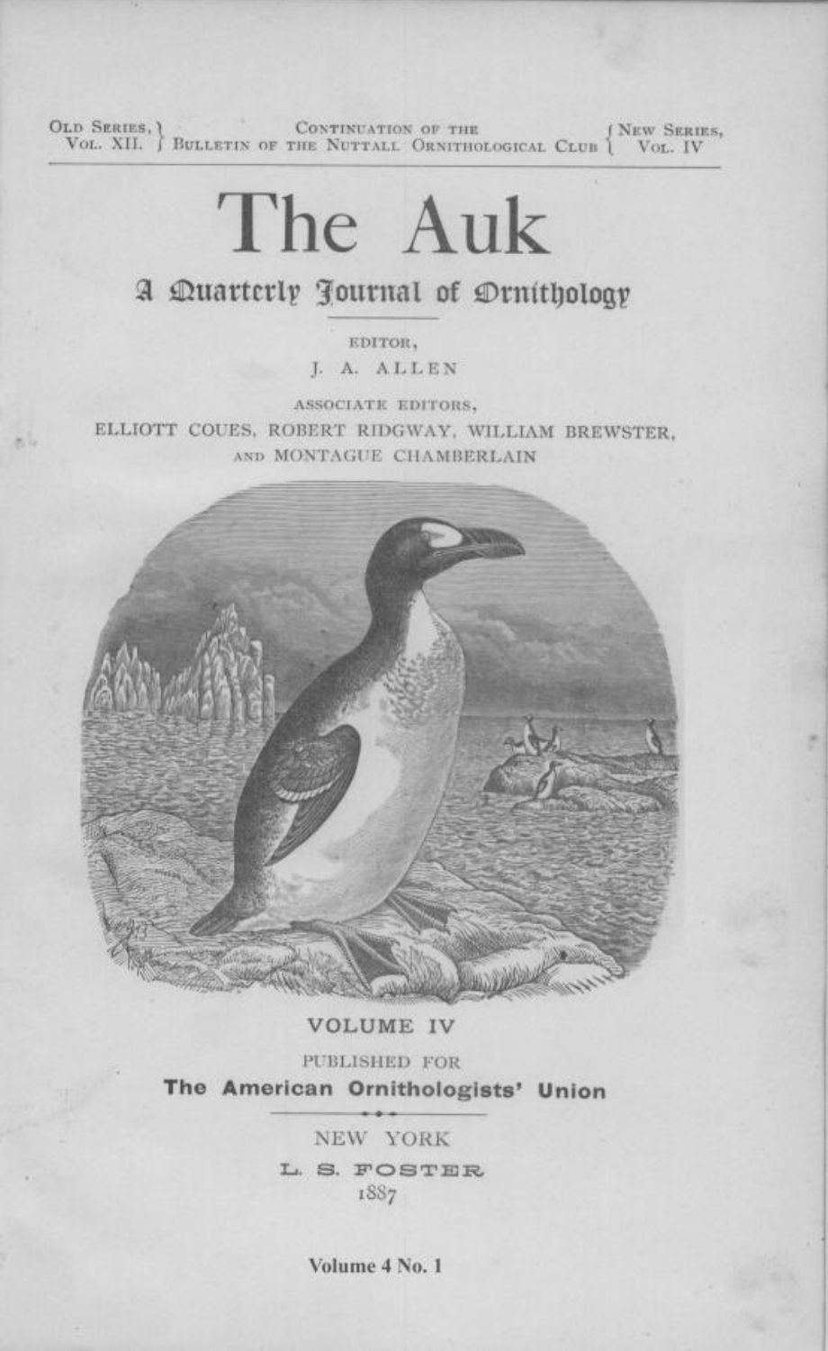OLD SERIES, VOL. XII. } CONTINUATION OF THE BULLETIN OF THE NUTTALL ORNITHOLOGICAL CLUB { NEW SERIES, VOL. IV

# The Auk

## A Quarterly Journal of Ornithology

EDITOR,

J. A. ALLEN

ASSOCIATE EDITORS,

ELLIOTT COUES, ROBERT RIDGWAY, WILLIAM BREWSTER, AND MONTAGUE CHAMBERLAIN

**VOLUME IV**

PUBLISHED FOR

**The American Ornithologists' Union**

NEW YORK

L. S. FOSTER

1887

**Volume 4 No. 1**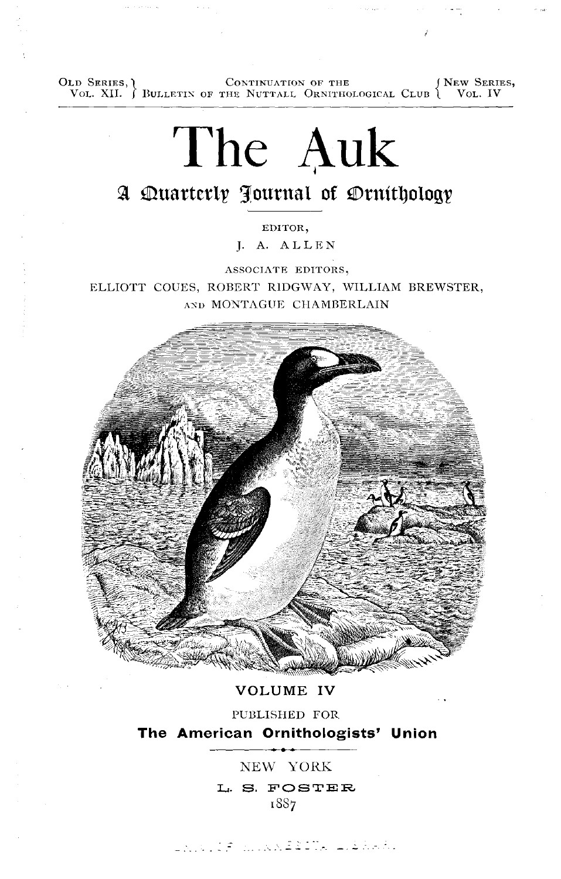OLD SERIES, VOL. XII. | CONTINUATION OF THE BULLETIN OF THE NUTTALL ORNITHOLOGICAL CLUB | NEW SERIES, VOL. IV

# The Auk

## A Quarterly Journal of Ornithology

EDITOR,

J. A. ALLEN

ASSOCIATE EDITORS,

ELLIOTT COUES, ROBERT RIDGWAY, WILLIAM BREWSTER, AND MONTAGUE CHAMBERLAIN

VOLUME IV

PUBLISHED FOR

**The American Ornithologists' Union**

NEW YORK

L. S. FOSTER

1887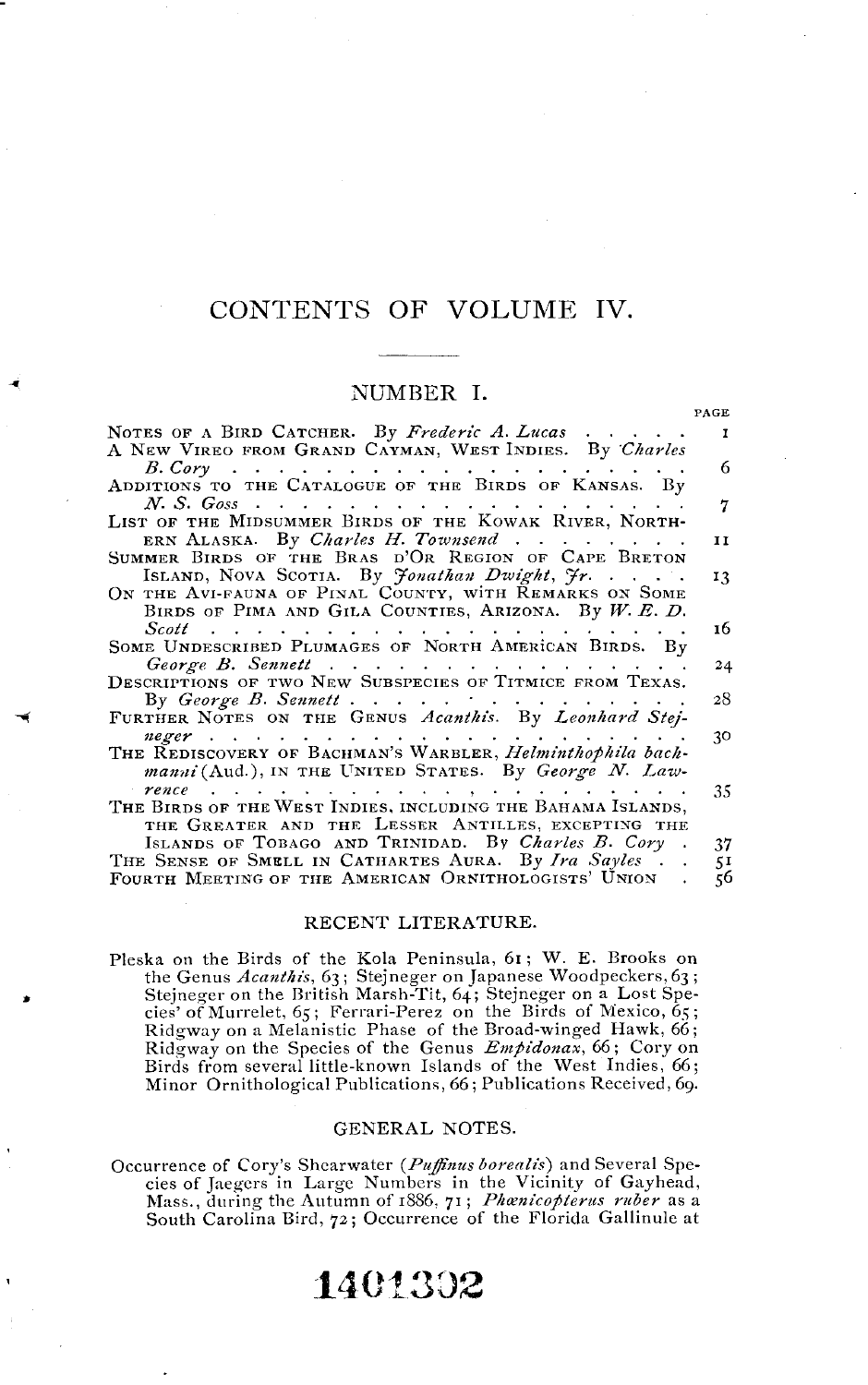# CONTENTS OF VOLUME IV.

## NUMBER I.

| | PAGE |
|---|---|
| Notes of a Bird Catcher. By *Frederic A. Lucas* | 1 |
| A New Vireo from Grand Cayman, West Indies. By *Charles B. Cory* | 6 |
| Additions to the Catalogue of the Birds of Kansas. By *N. S. Goss* | 7 |
| List of the Midsummer Birds of the Kowak River, Northern Alaska. By *Charles H. Townsend* | 11 |
| Summer Birds of the Bras d'Or Region of Cape Breton Island, Nova Scotia. By *Jonathan Dwight, Jr.* | 13 |
| On the Avi-fauna of Pinal County, with Remarks on Some Birds of Pima and Gila Counties, Arizona. By *W. E. D. Scott* | 16 |
| Some Undescribed Plumages of North American Birds. By *George B. Sennett* | 24 |
| Descriptions of two New Subspecies of Titmice from Texas. By *George B. Sennett* | 28 |
| Further Notes on the Genus *Acanthis*. By *Leonhard Stejneger* | 30 |
| The Rediscovery of Bachman's Warbler, *Helminthophila bachmani* (Aud.), in the United States. By *George N. Lawrence* | 35 |
| The Birds of the West Indies, including the Bahama Islands, the Greater and the Lesser Antilles, excepting the Islands of Tobago and Trinidad. By *Charles B. Cory* | 37 |
| The Sense of Smell in Cathartes Aura. By *Ira Sayles* | 51 |
| Fourth Meeting of the American Ornithologists' Union | 56 |

### RECENT LITERATURE.

Pleska on the Birds of the Kola Peninsula, 61; W. E. Brooks on the Genus *Acanthis*, 63; Stejneger on Japanese Woodpeckers, 63; Stejneger on the British Marsh-Tit, 64; Stejneger on a Lost Species of Murrelet, 65; Ferrari-Perez on the Birds of Mexico, 65; Ridgway on a Melanistic Phase of the Broad-winged Hawk, 66; Ridgway on the Species of the Genus *Empidonax*, 66; Cory on Birds from several little-known Islands of the West Indies, 66; Minor Ornithological Publications, 66; Publications Received, 69.

### GENERAL NOTES.

Occurrence of Cory's Shearwater (*Puffinus borealis*) and Several Species of Jaegers in Large Numbers in the Vicinity of Gayhead, Mass., during the Autumn of 1886, 71; *Phœnicopterus ruber* as a South Carolina Bird, 72; Occurrence of the Florida Gallinule at

1401302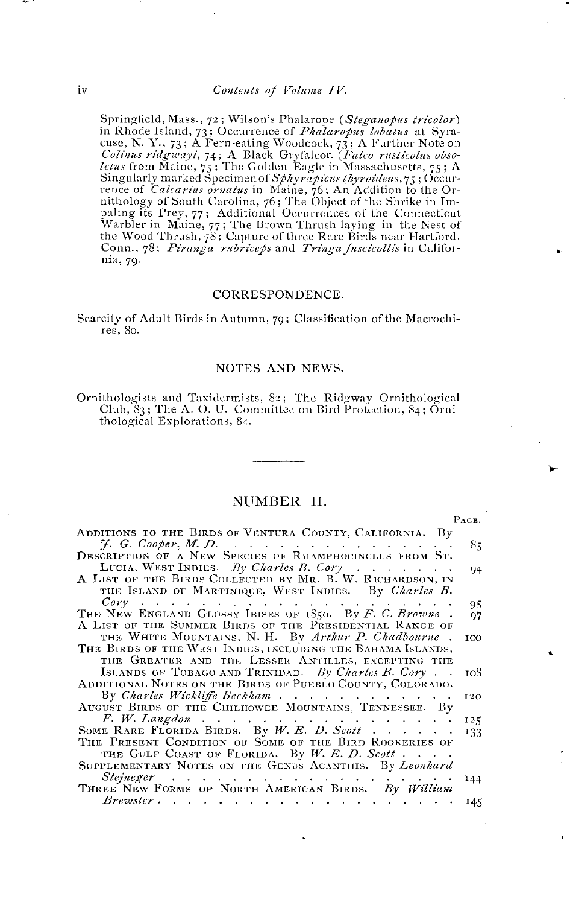Springfield, Mass., 72; Wilson's Phalarope (*Steganopus tricolor*) in Rhode Island, 73; Occurrence of *Phalaropus lobatus* at Syracuse, N. Y., 73; A Fern-eating Woodcock, 73; A Further Note on *Colinus ridgwayi*, 74; A Black Gryfalcon (*Falco rusticolus obsoletus* from Maine, 75; The Golden Eagle in Massachusetts, 75; A Singularly marked Specimen of *Sphyrapicus thyroideus*, 75; Occurrence of *Calcarius ornatus* in Maine, 76; An Addition to the Ornithology of South Carolina, 76; The Object of the Shrike in Impaling its Prey, 77; Additional Occurrences of the Connecticut Warbler in Maine, 77; The Brown Thrush laying in the Nest of the Wood Thrush, 78; Capture of three Rare Birds near Hartford, Conn., 78; *Piranga rubriceps* and *Tringa fuscicollis* in California, 79.

## CORRESPONDENCE.

Scarcity of Adult Birds in Autumn, 79; Classification of the Macrochires, 80.

## NOTES AND NEWS.

Ornithologists and Taxidermists, 82; The Ridgway Ornithological Club, 83; The A. O. U. Committee on Bird Protection, 84; Ornithological Explorations, 84.

---

## NUMBER II.

| | PAGE. |
|---|---|
| ADDITIONS TO THE BIRDS OF VENTURA COUNTY, CALIFORNIA. By *J. G. Cooper, M. D.* | 85 |
| DESCRIPTION OF A NEW SPECIES OF RHAMPHOCINCLUS FROM ST. LUCIA, WEST INDIES. *By Charles B. Cory* | 94 |
| A LIST OF THE BIRDS COLLECTED BY MR. B. W. RICHARDSON, IN THE ISLAND OF MARTINIQUE, WEST INDIES. By *Charles B. Cory* | 95 |
| THE NEW ENGLAND GLOSSY IBISES OF 1850. By *F. C. Browne* | 97 |
| A LIST OF THE SUMMER BIRDS OF THE PRESIDENTIAL RANGE OF THE WHITE MOUNTAINS, N. H. By *Arthur P. Chadbourne* | 100 |
| THE BIRDS OF THE WEST INDIES, INCLUDING THE BAHAMA ISLANDS, THE GREATER AND THE LESSER ANTILLES, EXCEPTING THE ISLANDS OF TOBAGO AND TRINIDAD. *By Charles B. Cory* | 108 |
| ADDITIONAL NOTES ON THE BIRDS OF PUEBLO COUNTY, COLORADO. By *Charles Wickliffe Beckham* | 120 |
| AUGUST BIRDS OF THE CHILHOWEE MOUNTAINS, TENNESSEE. By *F. W. Langdon* | 125 |
| SOME RARE FLORIDA BIRDS. By *W. E. D. Scott* | 133 |
| THE PRESENT CONDITION OF SOME OF THE BIRD ROOKERIES OF THE GULF COAST OF FLORIDA. By *W. E. D. Scott* | |
| SUPPLEMENTARY NOTES ON THE GENUS ACANTHIS. By *Leonhard Stejneger* | 144 |
| THREE NEW FORMS OF NORTH AMERICAN BIRDS. *By William Brewster* | 145 |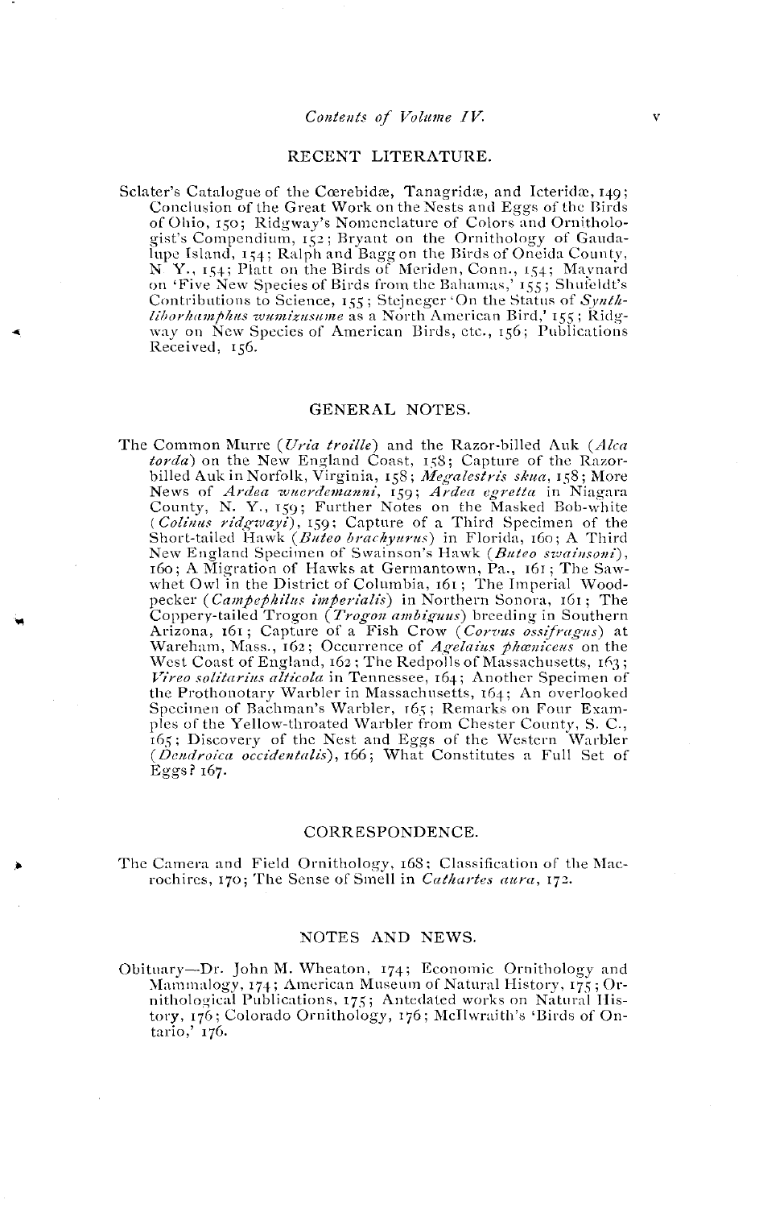## RECENT LITERATURE.

Sclater's Catalogue of the Cœrebidæ, Tanagridæ, and Icteridæ, 149; Conclusion of the Great Work on the Nests and Eggs of the Birds of Ohio, 150; Ridgway's Nomenclature of Colors and Ornithologist's Compendium, 152; Bryant on the Ornithology of Gaudalupe Island, 154; Ralph and Bagg on the Birds of Oneida County, N. Y., 154; Platt on the Birds of Meriden, Conn., 154; Maynard on 'Five New Species of Birds from the Bahamas,' 155; Shufeldt's Contributions to Science, 155; Stejneger 'On the Status of *Synthliborhamphus wumizusume* as a North American Bird,' 155; Ridgway on New Species of American Birds, etc., 156; Publications Received, 156.

## GENERAL NOTES.

The Common Murre (*Uria troille*) and the Razor-billed Auk (*Alca torda*) on the New England Coast, 158; Capture of the Razor-billed Auk in Norfolk, Virginia, 158; *Megalestris skua*, 158; More News of *Ardea wuerdemanni*, 159; *Ardea egretta* in Niagara County, N. Y., 159; Further Notes on the Masked Bob-white (*Colinus ridgwayi*), 159; Capture of a Third Specimen of the Short-tailed Hawk (*Buteo brachyurus*) in Florida, 160; A Third New England Specimen of Swainson's Hawk (*Buteo swainsoni*), 160; A Migration of Hawks at Germantown, Pa., 161; The Saw-whet Owl in the District of Columbia, 161; The Imperial Woodpecker (*Campephilus imperialis*) in Northern Sonora, 161; The Coppery-tailed Trogon (*Trogon ambiguus*) breeding in Southern Arizona, 161; Capture of a Fish Crow (*Corvus ossifragus*) at Wareham, Mass., 162; Occurrence of *Agelaius phœniceus* on the West Coast of England, 162; The Redpolls of Massachusetts, 163; *Vireo solitarius alticola* in Tennessee, 164; Another Specimen of the Prothonotary Warbler in Massachusetts, 164; An overlooked Specimen of Bachman's Warbler, 165; Remarks on Four Examples of the Yellow-throated Warbler from Chester County, S. C., 165; Discovery of the Nest and Eggs of the Western Warbler (*Dendroica occidentalis*), 166; What Constitutes a Full Set of Eggs? 167.

## CORRESPONDENCE.

The Camera and Field Ornithology, 168; Classification of the Macrochires, 170; The Sense of Smell in *Cathartes aura*, 172.

## NOTES AND NEWS.

Obituary—Dr. John M. Wheaton, 174; Economic Ornithology and Mammalogy, 174; American Museum of Natural History, 175; Ornithological Publications, 175; Antedated works on Natural History, 176; Colorado Ornithology, 176; McIlwraith's 'Birds of Ontario,' 176.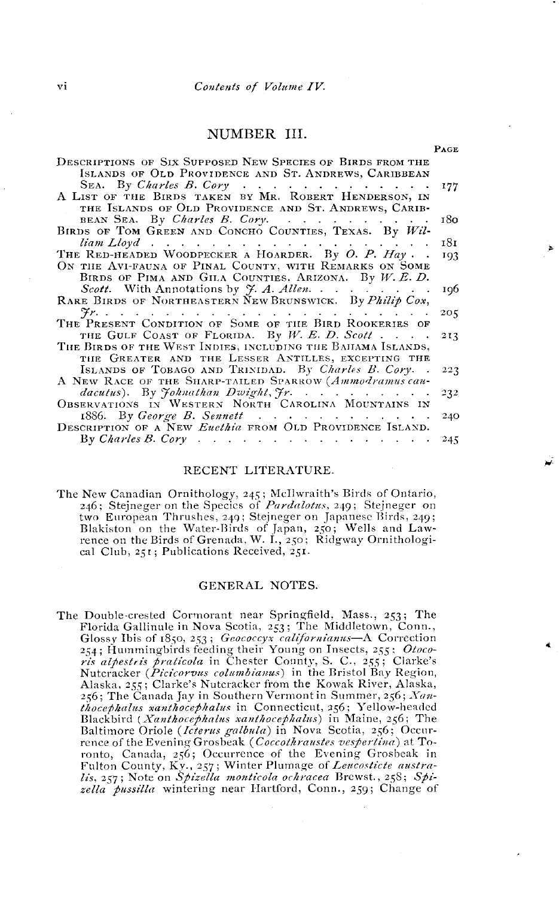## NUMBER III.

| | PAGE |
|---|---|
| Descriptions of Six Supposed New Species of Birds from the Islands of Old Providence and St. Andrews, Caribbean Sea. By *Charles B. Cory* | 177 |
| A List of the Birds taken by Mr. Robert Henderson, in the Islands of Old Providence and St. Andrews, Caribbean Sea. By *Charles B. Cory.* | 180 |
| Birds of Tom Green and Concho Counties, Texas. By *William Lloyd* | 181 |
| The Red-headed Woodpecker a Hoarder. By *O. P. Hay* | 193 |
| On the Avi-fauna of Pinal County, with Remarks on Some Birds of Pima and Gila Counties, Arizona. By *W. E. D. Scott.* With Annotations by *J. A. Allen.* | 196 |
| Rare Birds of Northeastern New Brunswick. By *Philip Cox, Jr.* | 205 |
| The Present Condition of Some of the Bird Rookeries of the Gulf Coast of Florida. By *W. E. D. Scott* | 213 |
| The Birds of the West Indies, including the Bahama Islands, the Greater and the Lesser Antilles, excepting the Islands of Tobago and Trinidad. By *Charles B. Cory.* | 223 |
| A New Race of the Sharp-tailed Sparrow (*Ammodramus caudacutus*). By *Johnathan Dwight, Jr.* | 232 |
| Observations in Western North Carolina Mountains in 1886. By *George B. Sennett* | 240 |
| Description of a New *Euethia* from Old Providence Island. By *Charles B. Cory* | 245 |

### RECENT LITERATURE.

The New Canadian Ornithology, 245; McIlwraith's Birds of Ontario, 246; Stejneger on the Species of *Pardalotus*, 249; Stejneger on two European Thrushes, 249; Stejneger on Japanese Birds, 249; Blakiston on the Water-Birds of Japan, 250; Wells and Lawrence on the Birds of Grenada, W. I., 250; Ridgway Ornithological Club, 251; Publications Received, 251.

### GENERAL NOTES.

The Double-crested Cormorant near Springfield, Mass., 253; The Florida Gallinule in Nova Scotia, 253; The Middletown, Conn., Glossy Ibis of 1850, 253; *Geococcyx californianus*—A Correction 254; Hummingbirds feeding their Young on Insects, 255; *Otocoris alpestris praticola* in Chester County, S. C., 255; Clarke's Nutcracker (*Picicorvus columbianus*) in the Bristol Bay Region, Alaska, 255; Clarke's Nutcracker from the Kowak River, Alaska, 256; The Canada Jay in Southern Vermont in Summer, 256; *Xanthocephalus xanthocephalus* in Connecticut, 256; Yellow-headed Blackbird (*Xanthocephalus xanthocephalus*) in Maine, 256; The Baltimore Oriole (*Icterus galbula*) in Nova Scotia, 256; Occurrence of the Evening Grosbeak (*Coccothraustes vespertina*) at Toronto, Canada, 256; Occurrence of the Evening Grosbeak in Fulton County, Ky., 257; Winter Plumage of *Leucosticte australis*, 257; Note on *Spizella monticola ochracea* Brewst., 258; *Spizella pussilla* wintering near Hartford, Conn., 259; Change of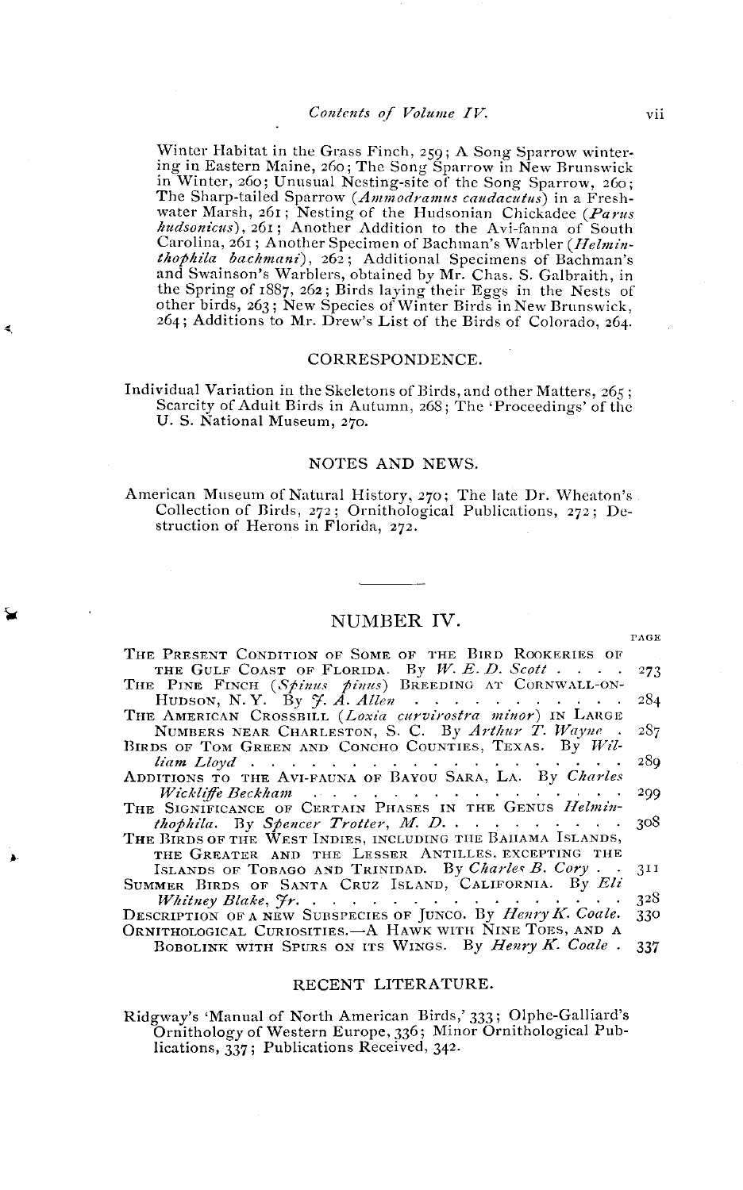Winter Habitat in the Grass Finch, 259; A Song Sparrow wintering in Eastern Maine, 260; The Song Sparrow in New Brunswick in Winter, 260; Unusual Nesting-site of the Song Sparrow, 260; The Sharp-tailed Sparrow (*Ammodramus caudacutus*) in a Freshwater Marsh, 261; Nesting of the Hudsonian Chickadee (*Parus hudsonicus*), 261; Another Addition to the Avi-fauna of South Carolina, 261; Another Specimen of Bachman's Warbler (*Helminthophila bachmani*), 262; Additional Specimens of Bachman's and Swainson's Warblers, obtained by Mr. Chas. S. Galbraith, in the Spring of 1887, 262; Birds laying their Eggs in the Nests of other birds, 263; New Species of Winter Birds in New Brunswick, 264; Additions to Mr. Drew's List of the Birds of Colorado, 264.

## CORRESPONDENCE.

Individual Variation in the Skeletons of Birds, and other Matters, 265; Scarcity of Adult Birds in Autumn, 268; The 'Proceedings' of the U. S. National Museum, 270.

## NOTES AND NEWS.

American Museum of Natural History, 270; The late Dr. Wheaton's Collection of Birds, 272; Ornithological Publications, 272; Destruction of Herons in Florida, 272.

---

## NUMBER IV.

| | PAGE |
|---|---|
| The Present Condition of Some of the Bird Rookeries of the Gulf Coast of Florida. By *W. E. D. Scott* | 273 |
| The Pine Finch (*Spinus pinus*) Breeding at Cornwall-on-Hudson, N. Y. By *J. A. Allen* | 284 |
| The American Crossbill (*Loxia curvirostra minor*) in Large Numbers near Charleston, S. C. By *Arthur T. Wayne* | 287 |
| Birds of Tom Green and Concho Counties, Texas. By *William Lloyd* | 289 |
| Additions to the Avi-fauna of Bayou Sara, La. By *Charles Wickliffe Beckham* | 299 |
| The Significance of Certain Phases in the Genus *Helminthophila*. By *Spencer Trotter, M. D.* | 308 |
| The Birds of the West Indies, including the Bahama Islands, the Greater and the Lesser Antilles, excepting the Islands of Tobago and Trinidad. By *Charles B. Cory* | 311 |
| Summer Birds of Santa Cruz Island, California. By *Eli Whitney Blake, Jr.* | 328 |
| Description of a new Subspecies of Junco. By *Henry K. Coale.* | 330 |
| Ornithological Curiosities.—A Hawk with Nine Toes, and a Bobolink with Spurs on its Wings. By *Henry K. Coale* | 337 |

## RECENT LITERATURE.

Ridgway's 'Manual of North American Birds,' 333; Olphe-Galliard's Ornithology of Western Europe, 336; Minor Ornithological Publications, 337; Publications Received, 342.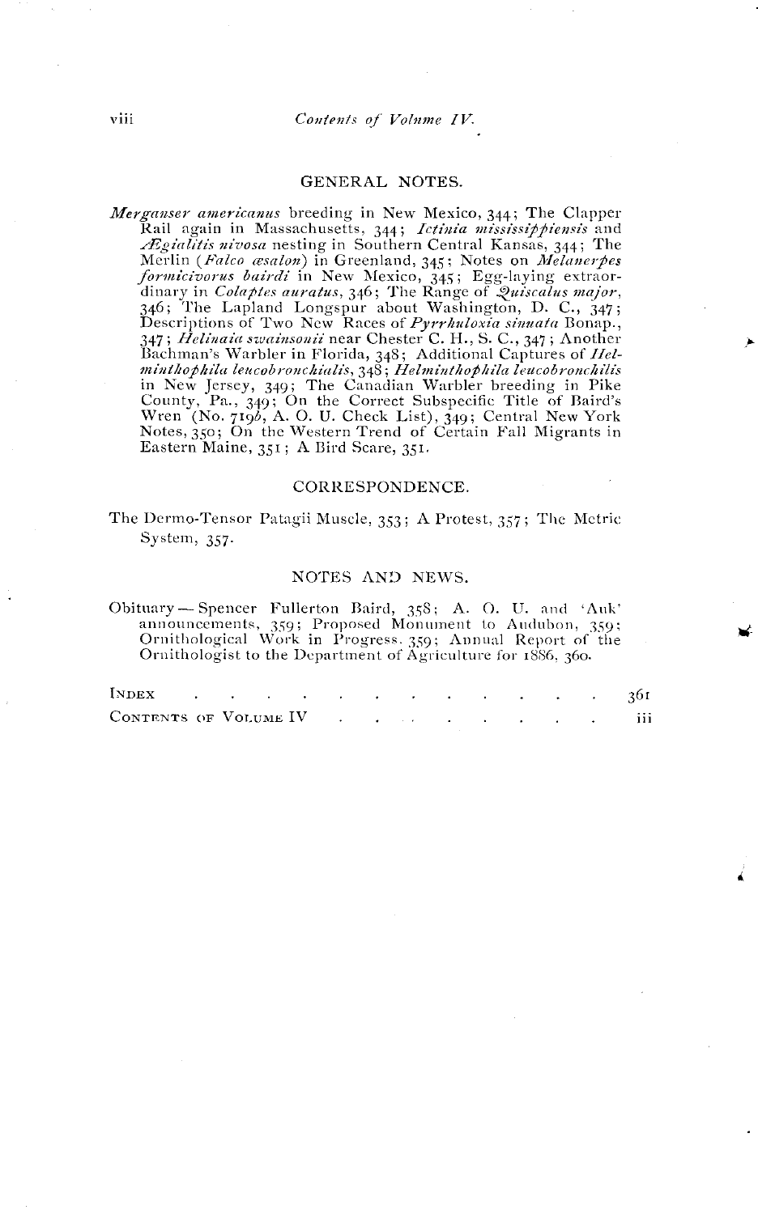## GENERAL NOTES.

*Merganser americanus* breeding in New Mexico, 344; The Clapper Rail again in Massachusetts, 344; *Ictinia mississippiensis* and *Ægialitis nivosa* nesting in Southern Central Kansas, 344; The Merlin (*Falco æsalon*) in Greenland, 345; Notes on *Melanerpes formicivorus bairdi* in New Mexico, 345; Egg-laying extraordinary in *Colaptes auratus*, 346; The Range of *Quiscalus major*, 346; The Lapland Longspur about Washington, D. C., 347; Descriptions of Two New Races of *Pyrrhuloxia sinuata* Bonap., 347; *Helinaia swainsonii* near Chester C. H., S. C., 347; Another Bachman's Warbler in Florida, 348; Additional Captures of *Helminthophila leucobronchialis*, 348; *Helminthophila leucobronchilis* in New Jersey, 349; The Canadian Warbler breeding in Pike County, Pa., 349; On the Correct Subspecific Title of Baird's Wren (No. 719*b*, A. O. U. Check List), 349; Central New York Notes, 350; On the Western Trend of Certain Fall Migrants in Eastern Maine, 351; A Bird Scare, 351.

## CORRESPONDENCE.

The Dermo-Tensor Patagii Muscle, 353; A Protest, 357; The Metric System, 357.

## NOTES AND NEWS.

Obituary — Spencer Fullerton Baird, 358; A. O. U. and 'Auk' announcements, 359; Proposed Monument to Audubon, 359; Ornithological Work in Progress, 359; Annual Report of the Ornithologist to the Department of Agriculture for 1886, 360.

INDEX . . . . . . . . . . . . . . 361

CONTENTS OF VOLUME IV . . . . . . . . . iii